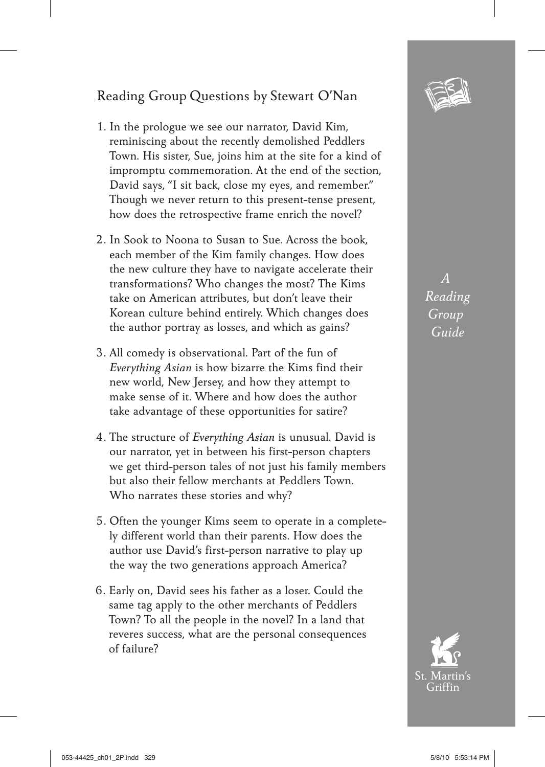## Reading Group Questions by Stewart O'Nan

*A Reading Group Guide*

1. In the prologue we see our narrator, David Kim, reminiscing about the recently demolished Peddlers Town. His sister, Sue, joins him at the site for a kind of impromptu commemoration. At the end of the section, David says, "I sit back, close my eyes, and remember." Though we never return to this present-tense present, how does the retrospective frame enrich the novel?

2. In Sook to Noona to Susan to Sue. Across the book, each member of the Kim family changes. How does the new culture they have to navigate accelerate their transformations? Who changes the most? The Kims take on American attributes, but don't leave their Korean culture behind entirely. Which changes does the author portray as losses, and which as gains?

3. All comedy is observational. Part of the fun of *Everything Asian* is how bizarre the Kims find their new world, New Jersey, and how they attempt to make sense of it. Where and how does the author take advantage of these opportunities for satire?

4. The structure of *Everything Asian* is unusual. David is our narrator, yet in between his first-person chapters we get third-person tales of not just his family members but also their fellow merchants at Peddlers Town. Who narrates these stories and why?

5. Often the younger Kims seem to operate in a completely different world than their parents. How does the author use David's first-person narrative to play up the way the two generations approach America?

6. Early on, David sees his father as a loser. Could the same tag apply to the other merchants of Peddlers Town? To all the people in the novel? In a land that reveres success, what are the personal consequences of failure?

St. Martin's Griffin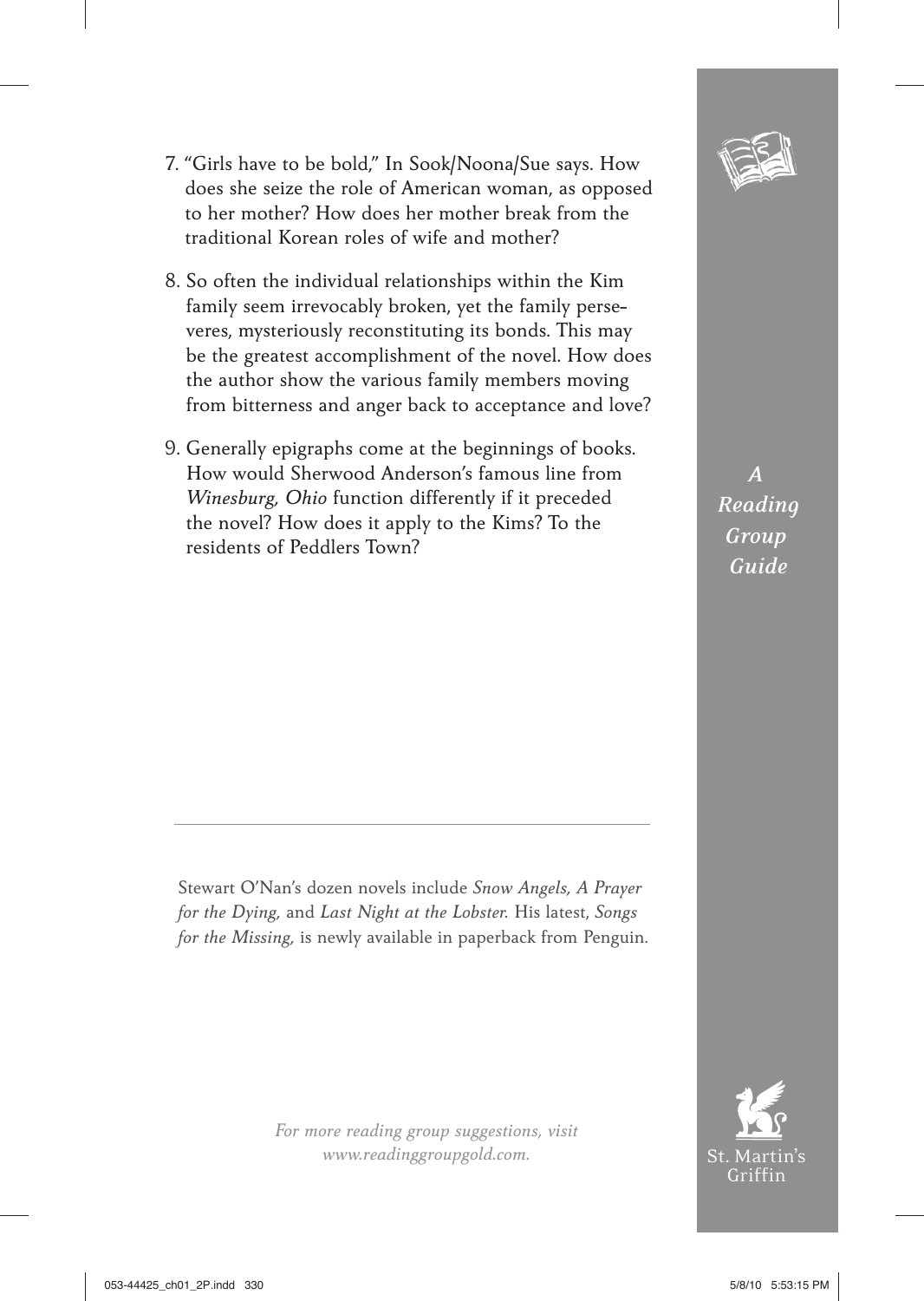7. "Girls have to be bold," In Sook/Noona/Sue says. How does she seize the role of American woman, as opposed to her mother? How does her mother break from the traditional Korean roles of wife and mother?

8. So often the individual relationships within the Kim family seem irrevocably broken, yet the family perseveres, mysteriously reconstituting its bonds. This may be the greatest accomplishment of the novel. How does the author show the various family members moving from bitterness and anger back to acceptance and love?

9. Generally epigraphs come at the beginnings of books. How would Sherwood Anderson's famous line from *Winesburg, Ohio* function differently if it preceded the novel? How does it apply to the Kims? To the residents of Peddlers Town?

*A Reading Group Guide*

---

Stewart O'Nan's dozen novels include *Snow Angels, A Prayer for the Dying,* and *Last Night at the Lobster.* His latest, *Songs for the Missing,* is newly available in paperback from Penguin.

*For more reading group suggestions, visit www.readinggroupgold.com.*

St. Martin's Griffin